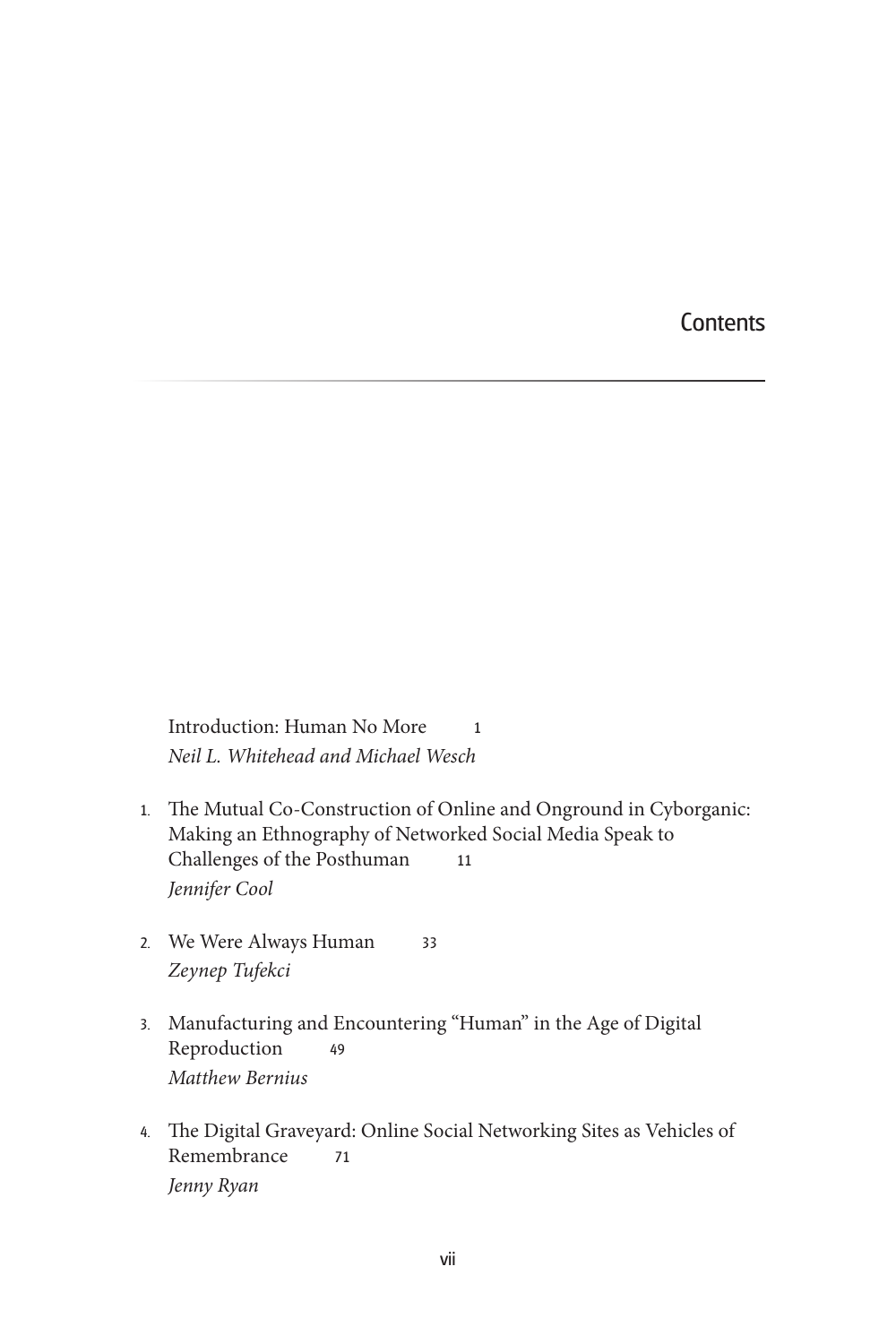# Contents

Introduction: Human No More 1
*Neil L. Whitehead and Michael Wesch*

1. The Mutual Co-Construction of Online and Onground in Cyborganic: Making an Ethnography of Networked Social Media Speak to Challenges of the Posthuman 11
*Jennifer Cool*

2. We Were Always Human 33
*Zeynep Tufekci*

3. Manufacturing and Encountering "Human" in the Age of Digital Reproduction 49
*Matthew Bernius*

4. The Digital Graveyard: Online Social Networking Sites as Vehicles of Remembrance 71
*Jenny Ryan*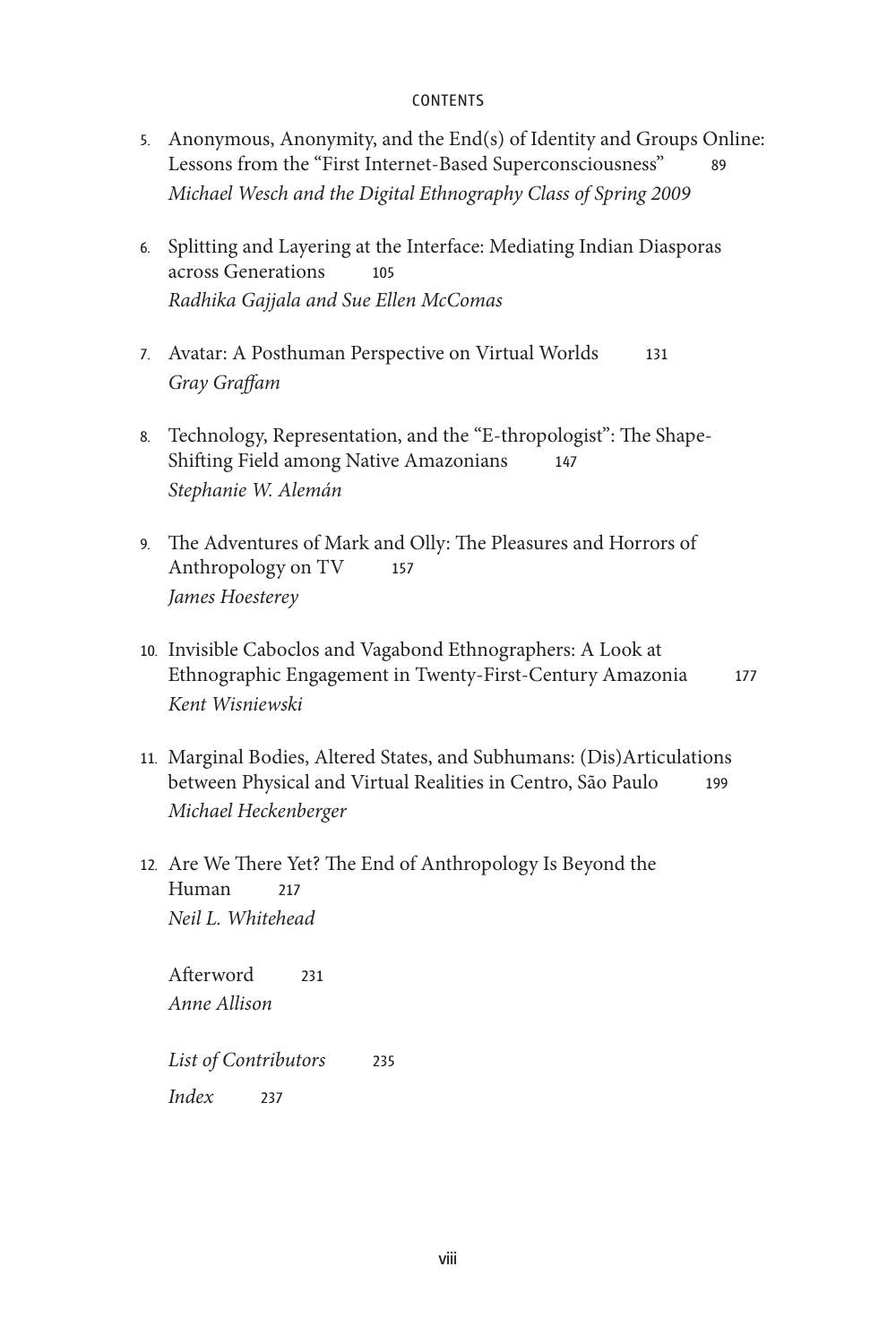5. Anonymous, Anonymity, and the End(s) of Identity and Groups Online: Lessons from the "First Internet-Based Superconsciousness" 89
*Michael Wesch and the Digital Ethnography Class of Spring 2009*

6. Splitting and Layering at the Interface: Mediating Indian Diasporas across Generations 105
*Radhika Gajjala and Sue Ellen McComas*

7. Avatar: A Posthuman Perspective on Virtual Worlds 131
*Gray Graffam*

8. Technology, Representation, and the "E-thropologist": The Shape-Shifting Field among Native Amazonians 147
*Stephanie W. Alemán*

9. The Adventures of Mark and Olly: The Pleasures and Horrors of Anthropology on TV 157
*James Hoesterey*

10. Invisible Caboclos and Vagabond Ethnographers: A Look at Ethnographic Engagement in Twenty-First-Century Amazonia 177
*Kent Wisniewski*

11. Marginal Bodies, Altered States, and Subhumans: (Dis)Articulations between Physical and Virtual Realities in Centro, São Paulo 199
*Michael Heckenberger*

12. Are We There Yet? The End of Anthropology Is Beyond the Human 217
*Neil L. Whitehead*

Afterword 231
*Anne Allison*

*List of Contributors* 235

*Index* 237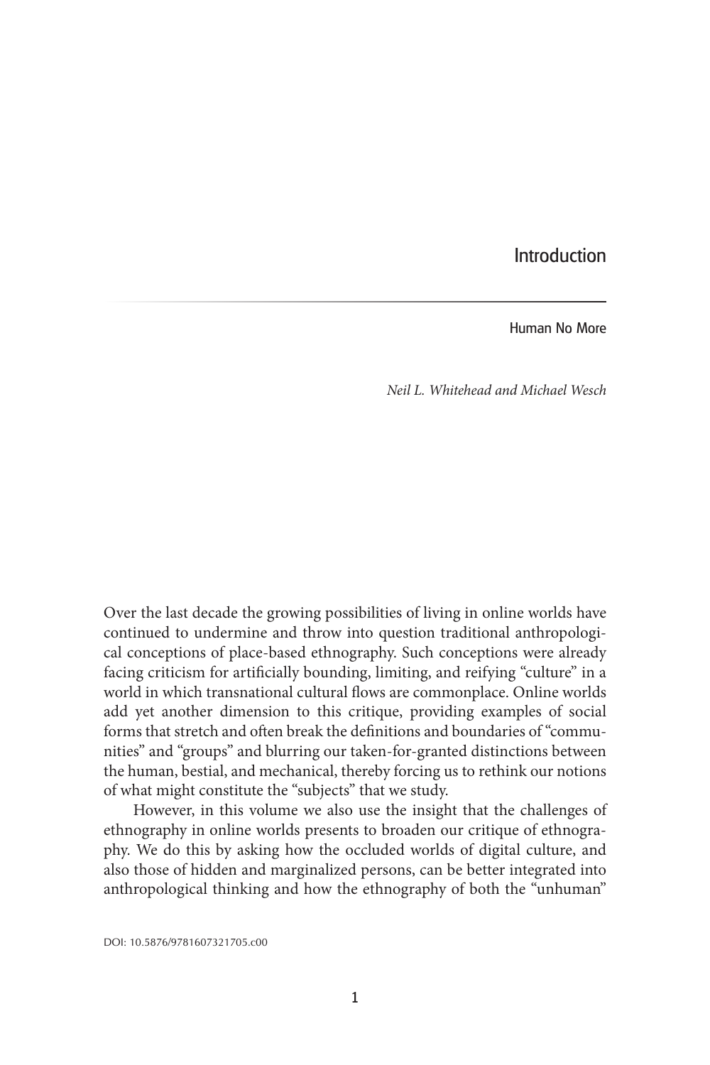# Introduction

## Human No More

*Neil L. Whitehead and Michael Wesch*

Over the last decade the growing possibilities of living in online worlds have continued to undermine and throw into question traditional anthropological conceptions of place-based ethnography. Such conceptions were already facing criticism for artificially bounding, limiting, and reifying "culture" in a world in which transnational cultural flows are commonplace. Online worlds add yet another dimension to this critique, providing examples of social forms that stretch and often break the definitions and boundaries of "communities" and "groups" and blurring our taken-for-granted distinctions between the human, bestial, and mechanical, thereby forcing us to rethink our notions of what might constitute the "subjects" that we study.

However, in this volume we also use the insight that the challenges of ethnography in online worlds presents to broaden our critique of ethnography. We do this by asking how the occluded worlds of digital culture, and also those of hidden and marginalized persons, can be better integrated into anthropological thinking and how the ethnography of both the "unhuman"

DOI: 10.5876/9781607321705.c00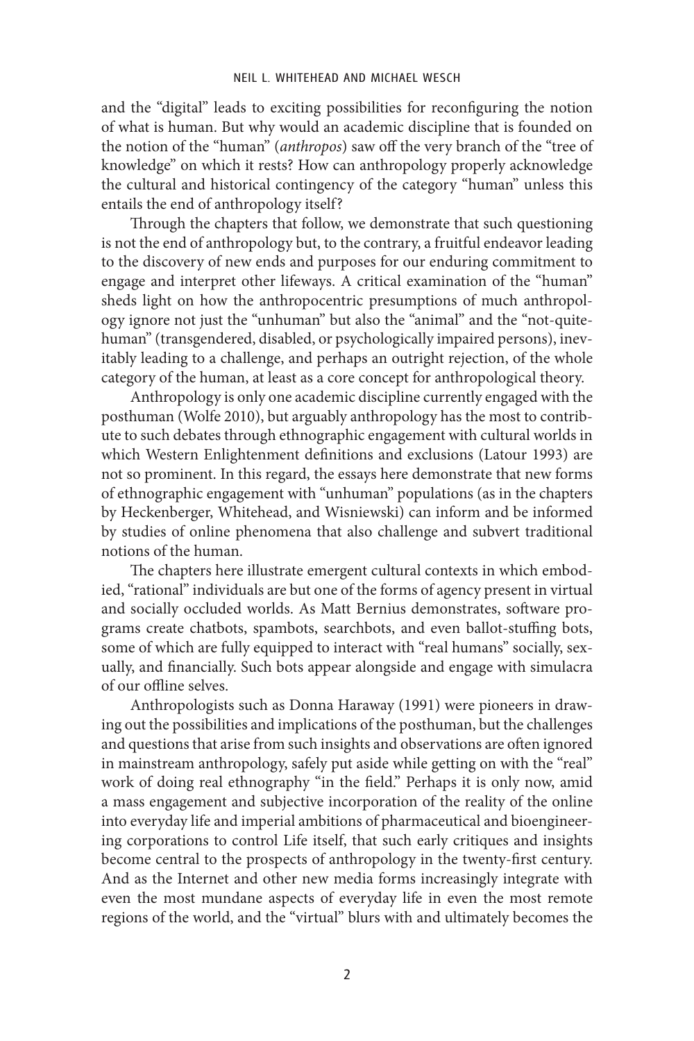and the "digital" leads to exciting possibilities for reconfiguring the notion of what is human. But why would an academic discipline that is founded on the notion of the "human" (*anthropos*) saw off the very branch of the "tree of knowledge" on which it rests? How can anthropology properly acknowledge the cultural and historical contingency of the category "human" unless this entails the end of anthropology itself?

Through the chapters that follow, we demonstrate that such questioning is not the end of anthropology but, to the contrary, a fruitful endeavor leading to the discovery of new ends and purposes for our enduring commitment to engage and interpret other lifeways. A critical examination of the "human" sheds light on how the anthropocentric presumptions of much anthropology ignore not just the "unhuman" but also the "animal" and the "not-quite-human" (transgendered, disabled, or psychologically impaired persons), inevitably leading to a challenge, and perhaps an outright rejection, of the whole category of the human, at least as a core concept for anthropological theory.

Anthropology is only one academic discipline currently engaged with the posthuman (Wolfe 2010), but arguably anthropology has the most to contribute to such debates through ethnographic engagement with cultural worlds in which Western Enlightenment definitions and exclusions (Latour 1993) are not so prominent. In this regard, the essays here demonstrate that new forms of ethnographic engagement with "unhuman" populations (as in the chapters by Heckenberger, Whitehead, and Wisniewski) can inform and be informed by studies of online phenomena that also challenge and subvert traditional notions of the human.

The chapters here illustrate emergent cultural contexts in which embodied, "rational" individuals are but one of the forms of agency present in virtual and socially occluded worlds. As Matt Bernius demonstrates, software programs create chatbots, spambots, searchbots, and even ballot-stuffing bots, some of which are fully equipped to interact with "real humans" socially, sexually, and financially. Such bots appear alongside and engage with simulacra of our offline selves.

Anthropologists such as Donna Haraway (1991) were pioneers in drawing out the possibilities and implications of the posthuman, but the challenges and questions that arise from such insights and observations are often ignored in mainstream anthropology, safely put aside while getting on with the "real" work of doing real ethnography "in the field." Perhaps it is only now, amid a mass engagement and subjective incorporation of the reality of the online into everyday life and imperial ambitions of pharmaceutical and bioengineering corporations to control Life itself, that such early critiques and insights become central to the prospects of anthropology in the twenty-first century. And as the Internet and other new media forms increasingly integrate with even the most mundane aspects of everyday life in even the most remote regions of the world, and the "virtual" blurs with and ultimately becomes the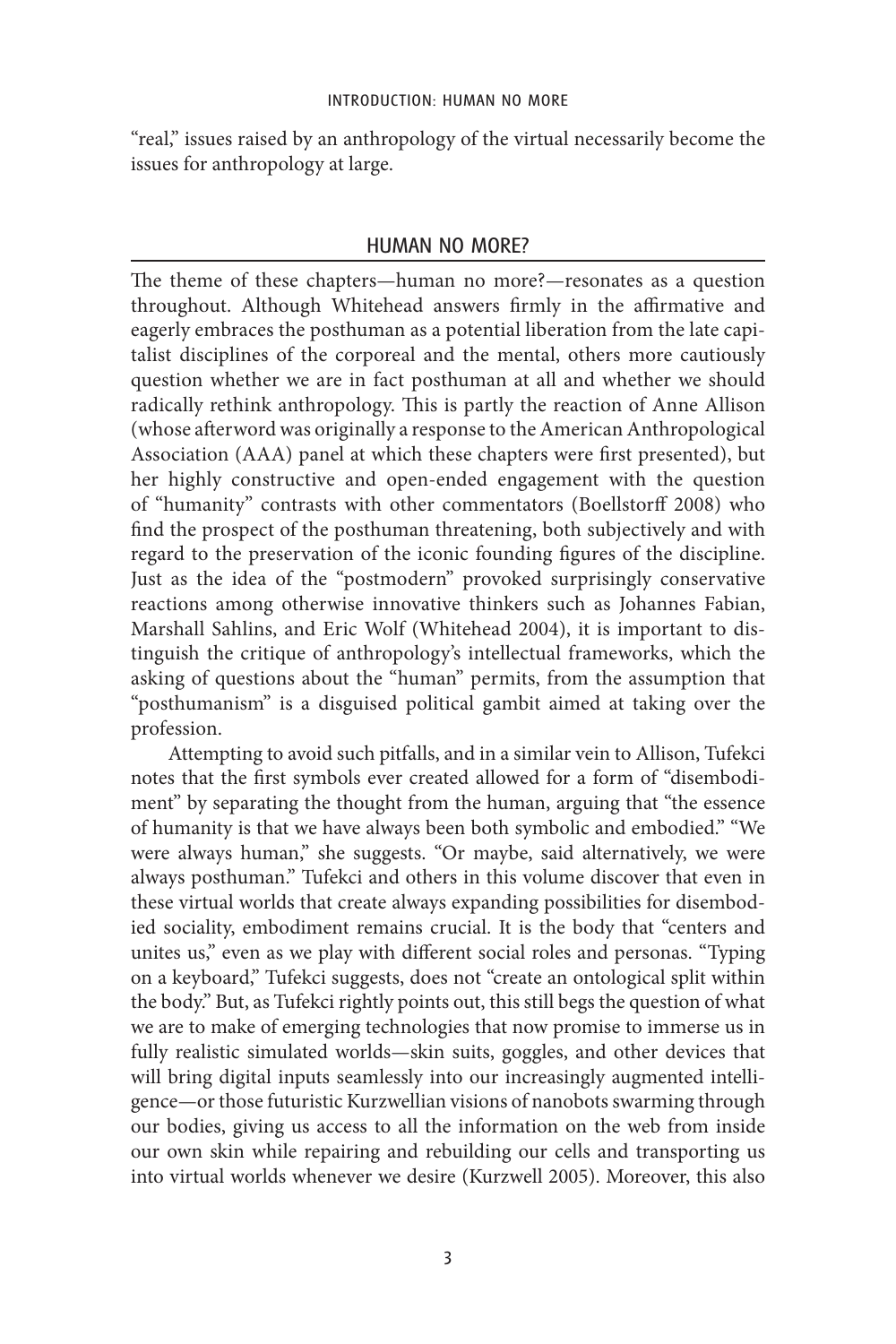"real," issues raised by an anthropology of the virtual necessarily become the issues for anthropology at large.

## HUMAN NO MORE?

The theme of these chapters—human no more?—resonates as a question throughout. Although Whitehead answers firmly in the affirmative and eagerly embraces the posthuman as a potential liberation from the late capitalist disciplines of the corporeal and the mental, others more cautiously question whether we are in fact posthuman at all and whether we should radically rethink anthropology. This is partly the reaction of Anne Allison (whose afterword was originally a response to the American Anthropological Association (AAA) panel at which these chapters were first presented), but her highly constructive and open-ended engagement with the question of "humanity" contrasts with other commentators (Boellstorff 2008) who find the prospect of the posthuman threatening, both subjectively and with regard to the preservation of the iconic founding figures of the discipline. Just as the idea of the "postmodern" provoked surprisingly conservative reactions among otherwise innovative thinkers such as Johannes Fabian, Marshall Sahlins, and Eric Wolf (Whitehead 2004), it is important to distinguish the critique of anthropology's intellectual frameworks, which the asking of questions about the "human" permits, from the assumption that "posthumanism" is a disguised political gambit aimed at taking over the profession.

Attempting to avoid such pitfalls, and in a similar vein to Allison, Tufekci notes that the first symbols ever created allowed for a form of "disembodiment" by separating the thought from the human, arguing that "the essence of humanity is that we have always been both symbolic and embodied." "We were always human," she suggests. "Or maybe, said alternatively, we were always posthuman." Tufekci and others in this volume discover that even in these virtual worlds that create always expanding possibilities for disembodied sociality, embodiment remains crucial. It is the body that "centers and unites us," even as we play with different social roles and personas. "Typing on a keyboard," Tufekci suggests, does not "create an ontological split within the body." But, as Tufekci rightly points out, this still begs the question of what we are to make of emerging technologies that now promise to immerse us in fully realistic simulated worlds—skin suits, goggles, and other devices that will bring digital inputs seamlessly into our increasingly augmented intelligence—or those futuristic Kurzwellian visions of nanobots swarming through our bodies, giving us access to all the information on the web from inside our own skin while repairing and rebuilding our cells and transporting us into virtual worlds whenever we desire (Kurzwell 2005). Moreover, this also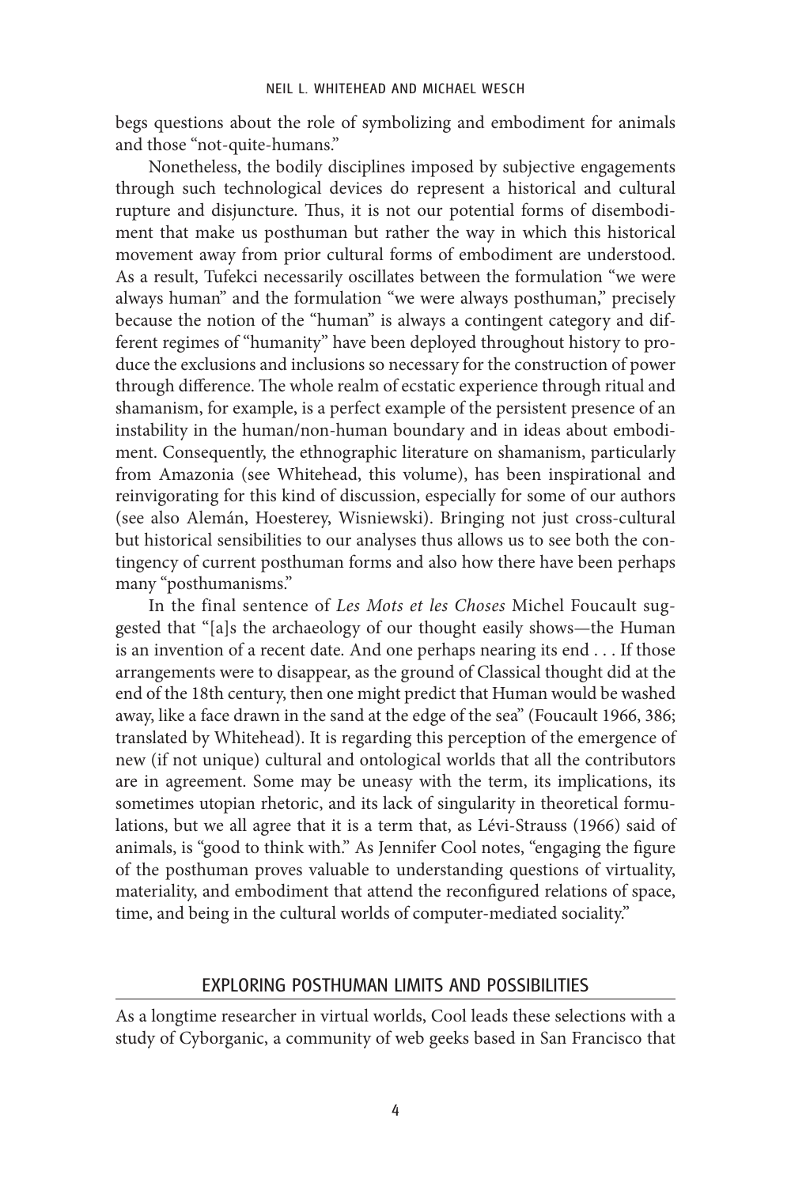begs questions about the role of symbolizing and embodiment for animals and those "not-quite-humans."

Nonetheless, the bodily disciplines imposed by subjective engagements through such technological devices do represent a historical and cultural rupture and disjuncture. Thus, it is not our potential forms of disembodiment that make us posthuman but rather the way in which this historical movement away from prior cultural forms of embodiment are understood. As a result, Tufekci necessarily oscillates between the formulation "we were always human" and the formulation "we were always posthuman," precisely because the notion of the "human" is always a contingent category and different regimes of "humanity" have been deployed throughout history to produce the exclusions and inclusions so necessary for the construction of power through difference. The whole realm of ecstatic experience through ritual and shamanism, for example, is a perfect example of the persistent presence of an instability in the human/non-human boundary and in ideas about embodiment. Consequently, the ethnographic literature on shamanism, particularly from Amazonia (see Whitehead, this volume), has been inspirational and reinvigorating for this kind of discussion, especially for some of our authors (see also Alemán, Hoesterey, Wisniewski). Bringing not just cross-cultural but historical sensibilities to our analyses thus allows us to see both the contingency of current posthuman forms and also how there have been perhaps many "posthumanisms."

In the final sentence of *Les Mots et les Choses* Michel Foucault suggested that "[a]s the archaeology of our thought easily shows—the Human is an invention of a recent date. And one perhaps nearing its end . . . If those arrangements were to disappear, as the ground of Classical thought did at the end of the 18th century, then one might predict that Human would be washed away, like a face drawn in the sand at the edge of the sea" (Foucault 1966, 386; translated by Whitehead). It is regarding this perception of the emergence of new (if not unique) cultural and ontological worlds that all the contributors are in agreement. Some may be uneasy with the term, its implications, its sometimes utopian rhetoric, and its lack of singularity in theoretical formulations, but we all agree that it is a term that, as Lévi-Strauss (1966) said of animals, is "good to think with." As Jennifer Cool notes, "engaging the figure of the posthuman proves valuable to understanding questions of virtuality, materiality, and embodiment that attend the reconfigured relations of space, time, and being in the cultural worlds of computer-mediated sociality."

## EXPLORING POSTHUMAN LIMITS AND POSSIBILITIES

As a longtime researcher in virtual worlds, Cool leads these selections with a study of Cyborganic, a community of web geeks based in San Francisco that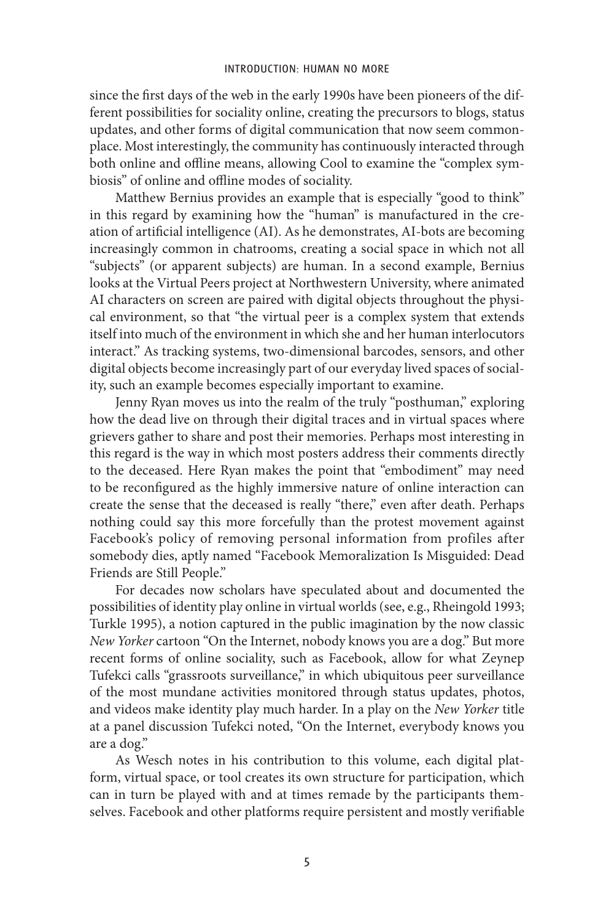since the first days of the web in the early 1990s have been pioneers of the different possibilities for sociality online, creating the precursors to blogs, status updates, and other forms of digital communication that now seem commonplace. Most interestingly, the community has continuously interacted through both online and offline means, allowing Cool to examine the "complex symbiosis" of online and offline modes of sociality.

Matthew Bernius provides an example that is especially "good to think" in this regard by examining how the "human" is manufactured in the creation of artificial intelligence (AI). As he demonstrates, AI-bots are becoming increasingly common in chatrooms, creating a social space in which not all "subjects" (or apparent subjects) are human. In a second example, Bernius looks at the Virtual Peers project at Northwestern University, where animated AI characters on screen are paired with digital objects throughout the physical environment, so that "the virtual peer is a complex system that extends itself into much of the environment in which she and her human interlocutors interact." As tracking systems, two-dimensional barcodes, sensors, and other digital objects become increasingly part of our everyday lived spaces of sociality, such an example becomes especially important to examine.

Jenny Ryan moves us into the realm of the truly "posthuman," exploring how the dead live on through their digital traces and in virtual spaces where grievers gather to share and post their memories. Perhaps most interesting in this regard is the way in which most posters address their comments directly to the deceased. Here Ryan makes the point that "embodiment" may need to be reconfigured as the highly immersive nature of online interaction can create the sense that the deceased is really "there," even after death. Perhaps nothing could say this more forcefully than the protest movement against Facebook's policy of removing personal information from profiles after somebody dies, aptly named "Facebook Memoralization Is Misguided: Dead Friends are Still People."

For decades now scholars have speculated about and documented the possibilities of identity play online in virtual worlds (see, e.g., Rheingold 1993; Turkle 1995), a notion captured in the public imagination by the now classic *New Yorker* cartoon "On the Internet, nobody knows you are a dog." But more recent forms of online sociality, such as Facebook, allow for what Zeynep Tufekci calls "grassroots surveillance," in which ubiquitous peer surveillance of the most mundane activities monitored through status updates, photos, and videos make identity play much harder. In a play on the *New Yorker* title at a panel discussion Tufekci noted, "On the Internet, everybody knows you are a dog."

As Wesch notes in his contribution to this volume, each digital platform, virtual space, or tool creates its own structure for participation, which can in turn be played with and at times remade by the participants themselves. Facebook and other platforms require persistent and mostly verifiable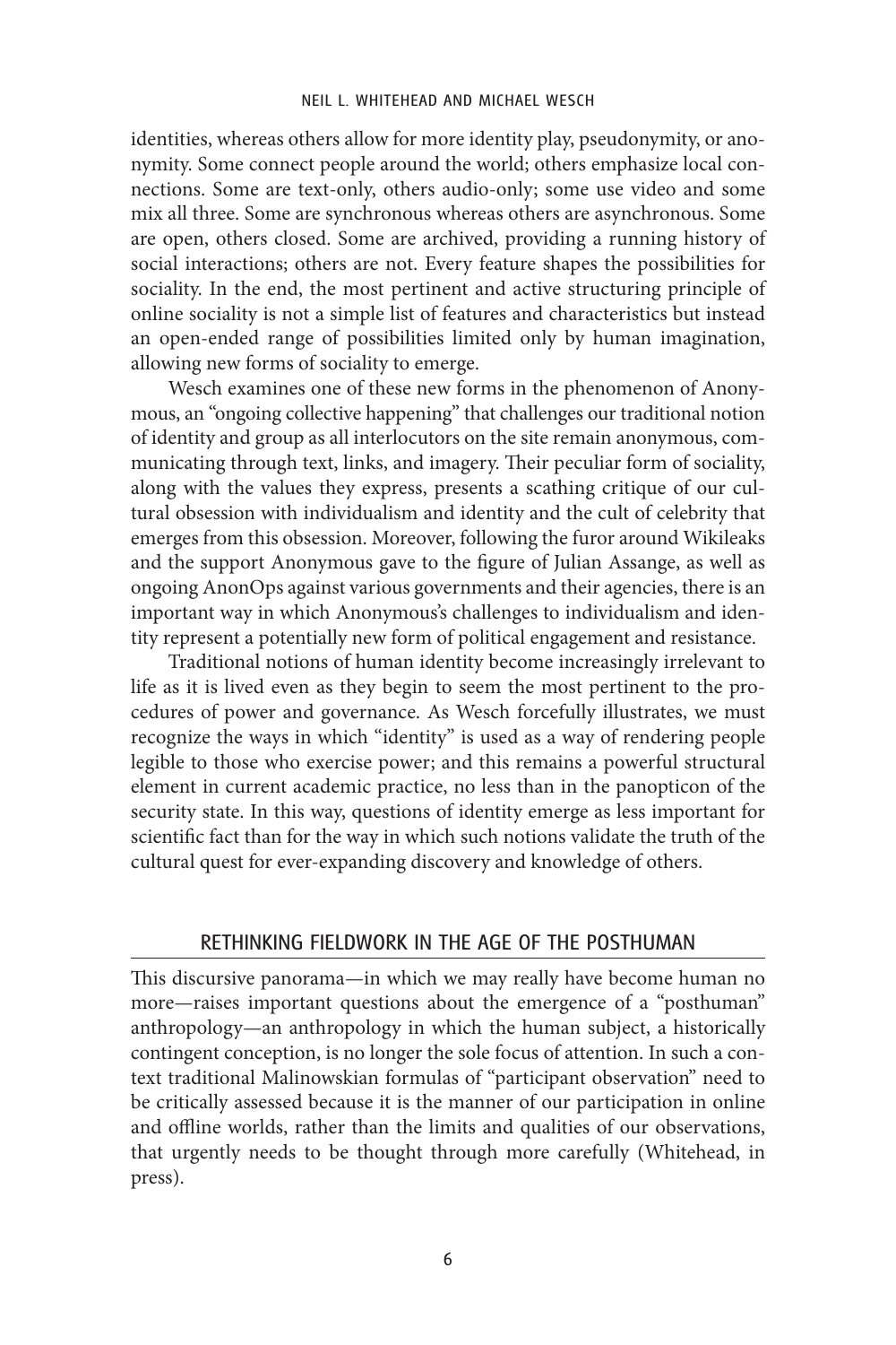identities, whereas others allow for more identity play, pseudonymity, or anonymity. Some connect people around the world; others emphasize local connections. Some are text-only, others audio-only; some use video and some mix all three. Some are synchronous whereas others are asynchronous. Some are open, others closed. Some are archived, providing a running history of social interactions; others are not. Every feature shapes the possibilities for sociality. In the end, the most pertinent and active structuring principle of online sociality is not a simple list of features and characteristics but instead an open-ended range of possibilities limited only by human imagination, allowing new forms of sociality to emerge.

Wesch examines one of these new forms in the phenomenon of Anonymous, an "ongoing collective happening" that challenges our traditional notion of identity and group as all interlocutors on the site remain anonymous, communicating through text, links, and imagery. Their peculiar form of sociality, along with the values they express, presents a scathing critique of our cultural obsession with individualism and identity and the cult of celebrity that emerges from this obsession. Moreover, following the furor around Wikileaks and the support Anonymous gave to the figure of Julian Assange, as well as ongoing AnonOps against various governments and their agencies, there is an important way in which Anonymous's challenges to individualism and identity represent a potentially new form of political engagement and resistance.

Traditional notions of human identity become increasingly irrelevant to life as it is lived even as they begin to seem the most pertinent to the procedures of power and governance. As Wesch forcefully illustrates, we must recognize the ways in which "identity" is used as a way of rendering people legible to those who exercise power; and this remains a powerful structural element in current academic practice, no less than in the panopticon of the security state. In this way, questions of identity emerge as less important for scientific fact than for the way in which such notions validate the truth of the cultural quest for ever-expanding discovery and knowledge of others.

## RETHINKING FIELDWORK IN THE AGE OF THE POSTHUMAN

This discursive panorama—in which we may really have become human no more—raises important questions about the emergence of a "posthuman" anthropology—an anthropology in which the human subject, a historically contingent conception, is no longer the sole focus of attention. In such a context traditional Malinowskian formulas of "participant observation" need to be critically assessed because it is the manner of our participation in online and offline worlds, rather than the limits and qualities of our observations, that urgently needs to be thought through more carefully (Whitehead, in press).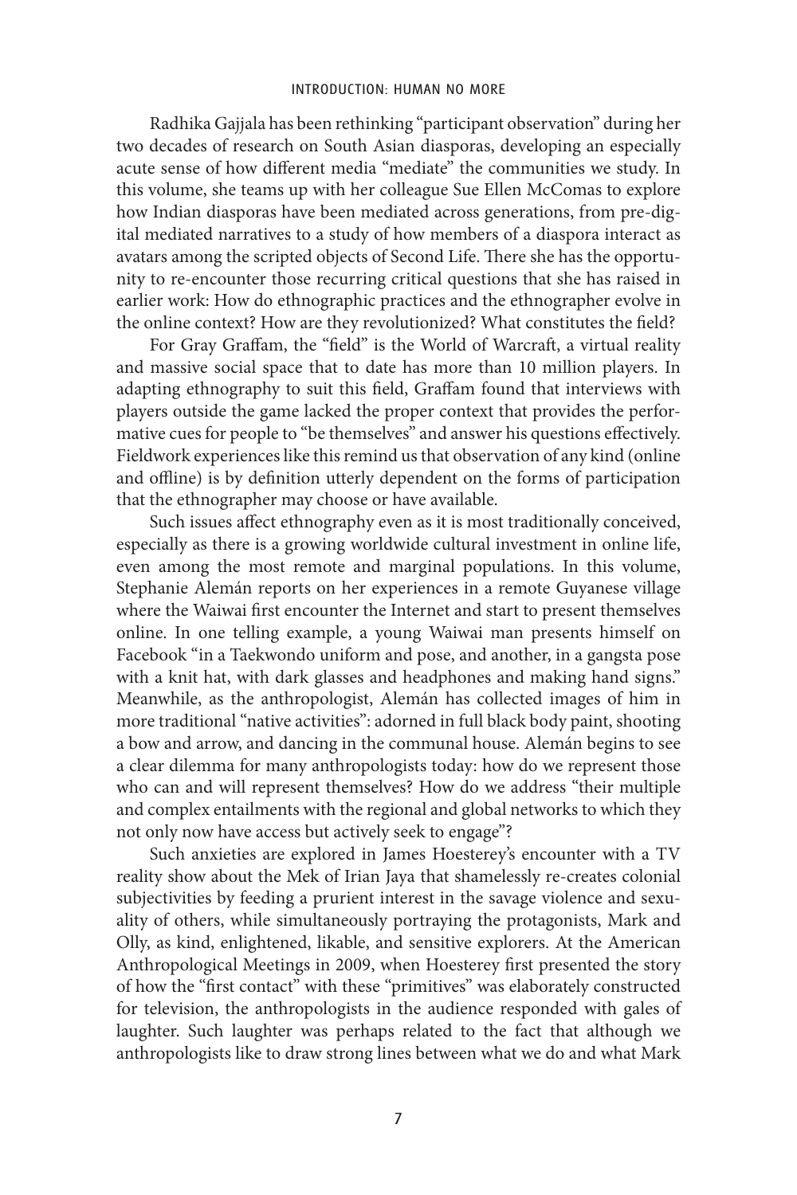Radhika Gajjala has been rethinking "participant observation" during her two decades of research on South Asian diasporas, developing an especially acute sense of how different media "mediate" the communities we study. In this volume, she teams up with her colleague Sue Ellen McComas to explore how Indian diasporas have been mediated across generations, from pre-digital mediated narratives to a study of how members of a diaspora interact as avatars among the scripted objects of Second Life. There she has the opportunity to re-encounter those recurring critical questions that she has raised in earlier work: How do ethnographic practices and the ethnographer evolve in the online context? How are they revolutionized? What constitutes the field?

For Gray Graffam, the "field" is the World of Warcraft, a virtual reality and massive social space that to date has more than 10 million players. In adapting ethnography to suit this field, Graffam found that interviews with players outside the game lacked the proper context that provides the performative cues for people to "be themselves" and answer his questions effectively. Fieldwork experiences like this remind us that observation of any kind (online and offline) is by definition utterly dependent on the forms of participation that the ethnographer may choose or have available.

Such issues affect ethnography even as it is most traditionally conceived, especially as there is a growing worldwide cultural investment in online life, even among the most remote and marginal populations. In this volume, Stephanie Alemán reports on her experiences in a remote Guyanese village where the Waiwai first encounter the Internet and start to present themselves online. In one telling example, a young Waiwai man presents himself on Facebook "in a Taekwondo uniform and pose, and another, in a gangsta pose with a knit hat, with dark glasses and headphones and making hand signs." Meanwhile, as the anthropologist, Alemán has collected images of him in more traditional "native activities": adorned in full black body paint, shooting a bow and arrow, and dancing in the communal house. Alemán begins to see a clear dilemma for many anthropologists today: how do we represent those who can and will represent themselves? How do we address "their multiple and complex entailments with the regional and global networks to which they not only now have access but actively seek to engage"?

Such anxieties are explored in James Hoesterey's encounter with a TV reality show about the Mek of Irian Jaya that shamelessly re-creates colonial subjectivities by feeding a prurient interest in the savage violence and sexuality of others, while simultaneously portraying the protagonists, Mark and Olly, as kind, enlightened, likable, and sensitive explorers. At the American Anthropological Meetings in 2009, when Hoesterey first presented the story of how the "first contact" with these "primitives" was elaborately constructed for television, the anthropologists in the audience responded with gales of laughter. Such laughter was perhaps related to the fact that although we anthropologists like to draw strong lines between what we do and what Mark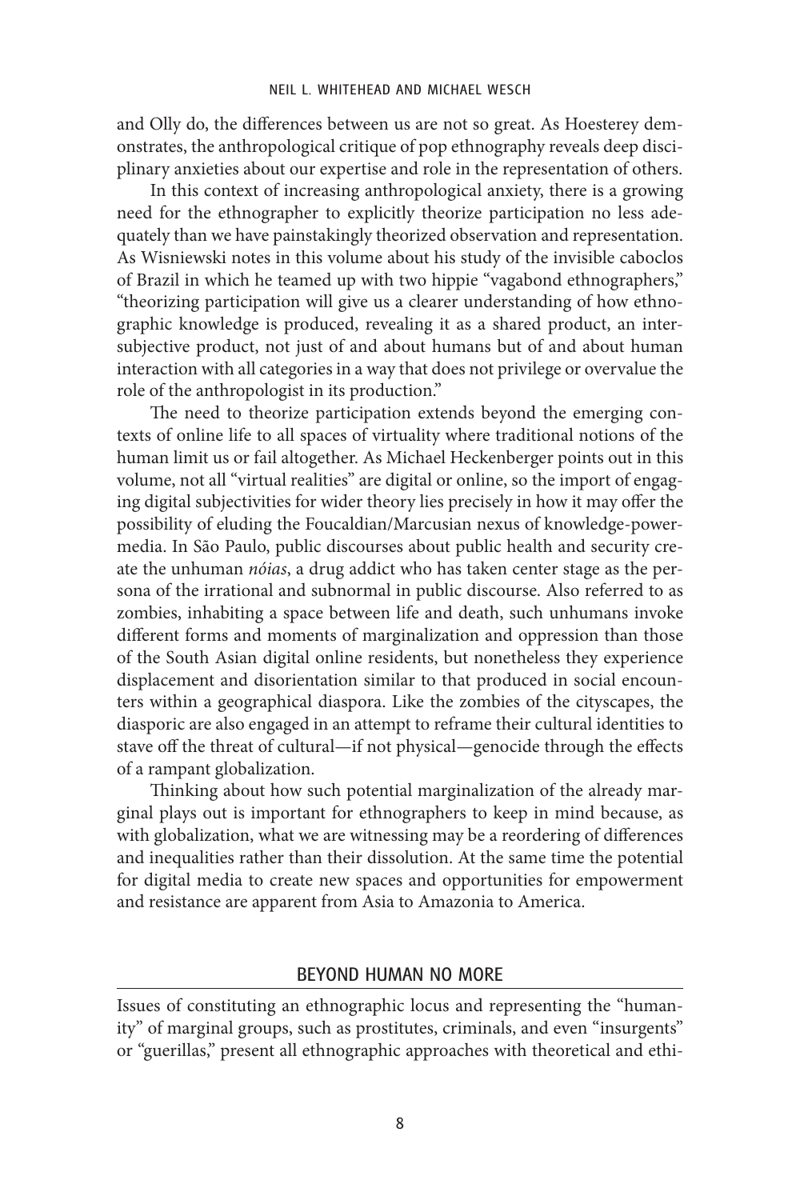and Olly do, the differences between us are not so great. As Hoesterey demonstrates, the anthropological critique of pop ethnography reveals deep disciplinary anxieties about our expertise and role in the representation of others.

In this context of increasing anthropological anxiety, there is a growing need for the ethnographer to explicitly theorize participation no less adequately than we have painstakingly theorized observation and representation. As Wisniewski notes in this volume about his study of the invisible caboclos of Brazil in which he teamed up with two hippie "vagabond ethnographers," "theorizing participation will give us a clearer understanding of how ethnographic knowledge is produced, revealing it as a shared product, an intersubjective product, not just of and about humans but of and about human interaction with all categories in a way that does not privilege or overvalue the role of the anthropologist in its production."

The need to theorize participation extends beyond the emerging contexts of online life to all spaces of virtuality where traditional notions of the human limit us or fail altogether. As Michael Heckenberger points out in this volume, not all "virtual realities" are digital or online, so the import of engaging digital subjectivities for wider theory lies precisely in how it may offer the possibility of eluding the Foucaldian/Marcusian nexus of knowledge-power-media. In São Paulo, public discourses about public health and security create the unhuman *nóias*, a drug addict who has taken center stage as the persona of the irrational and subnormal in public discourse. Also referred to as zombies, inhabiting a space between life and death, such unhumans invoke different forms and moments of marginalization and oppression than those of the South Asian digital online residents, but nonetheless they experience displacement and disorientation similar to that produced in social encounters within a geographical diaspora. Like the zombies of the cityscapes, the diasporic are also engaged in an attempt to reframe their cultural identities to stave off the threat of cultural—if not physical—genocide through the effects of a rampant globalization.

Thinking about how such potential marginalization of the already marginal plays out is important for ethnographers to keep in mind because, as with globalization, what we are witnessing may be a reordering of differences and inequalities rather than their dissolution. At the same time the potential for digital media to create new spaces and opportunities for empowerment and resistance are apparent from Asia to Amazonia to America.

## BEYOND HUMAN NO MORE

Issues of constituting an ethnographic locus and representing the "humanity" of marginal groups, such as prostitutes, criminals, and even "insurgents" or "guerillas," present all ethnographic approaches with theoretical and ethi-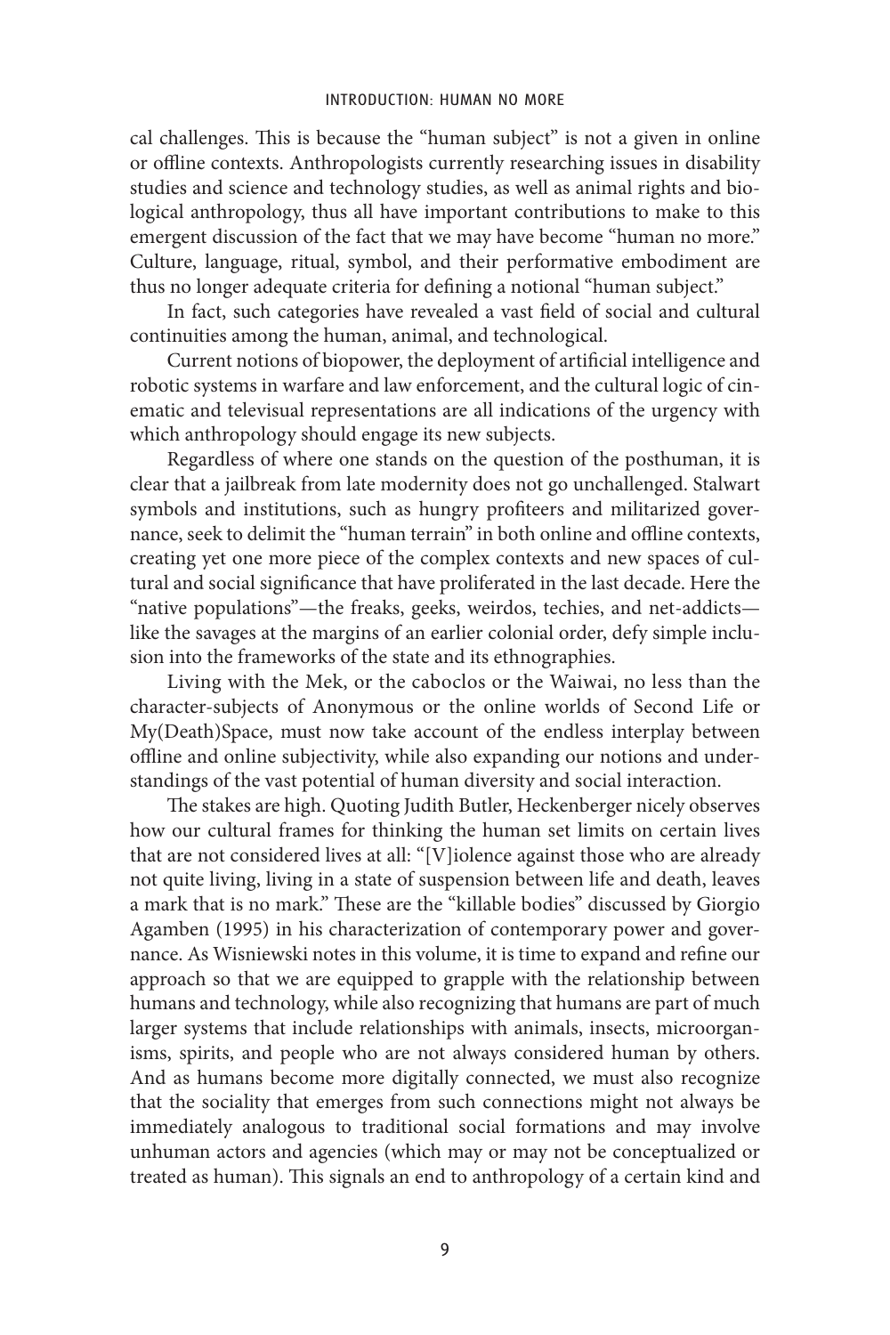cal challenges. This is because the "human subject" is not a given in online or offline contexts. Anthropologists currently researching issues in disability studies and science and technology studies, as well as animal rights and biological anthropology, thus all have important contributions to make to this emergent discussion of the fact that we may have become "human no more." Culture, language, ritual, symbol, and their performative embodiment are thus no longer adequate criteria for defining a notional "human subject."

In fact, such categories have revealed a vast field of social and cultural continuities among the human, animal, and technological.

Current notions of biopower, the deployment of artificial intelligence and robotic systems in warfare and law enforcement, and the cultural logic of cinematic and televisual representations are all indications of the urgency with which anthropology should engage its new subjects.

Regardless of where one stands on the question of the posthuman, it is clear that a jailbreak from late modernity does not go unchallenged. Stalwart symbols and institutions, such as hungry profiteers and militarized governance, seek to delimit the "human terrain" in both online and offline contexts, creating yet one more piece of the complex contexts and new spaces of cultural and social significance that have proliferated in the last decade. Here the "native populations"—the freaks, geeks, weirdos, techies, and net-addicts—like the savages at the margins of an earlier colonial order, defy simple inclusion into the frameworks of the state and its ethnographies.

Living with the Mek, or the caboclos or the Waiwai, no less than the character-subjects of Anonymous or the online worlds of Second Life or My(Death)Space, must now take account of the endless interplay between offline and online subjectivity, while also expanding our notions and understandings of the vast potential of human diversity and social interaction.

The stakes are high. Quoting Judith Butler, Heckenberger nicely observes how our cultural frames for thinking the human set limits on certain lives that are not considered lives at all: "[V]iolence against those who are already not quite living, living in a state of suspension between life and death, leaves a mark that is no mark." These are the "killable bodies" discussed by Giorgio Agamben (1995) in his characterization of contemporary power and governance. As Wisniewski notes in this volume, it is time to expand and refine our approach so that we are equipped to grapple with the relationship between humans and technology, while also recognizing that humans are part of much larger systems that include relationships with animals, insects, microorganisms, spirits, and people who are not always considered human by others. And as humans become more digitally connected, we must also recognize that the sociality that emerges from such connections might not always be immediately analogous to traditional social formations and may involve unhuman actors and agencies (which may or may not be conceptualized or treated as human). This signals an end to anthropology of a certain kind and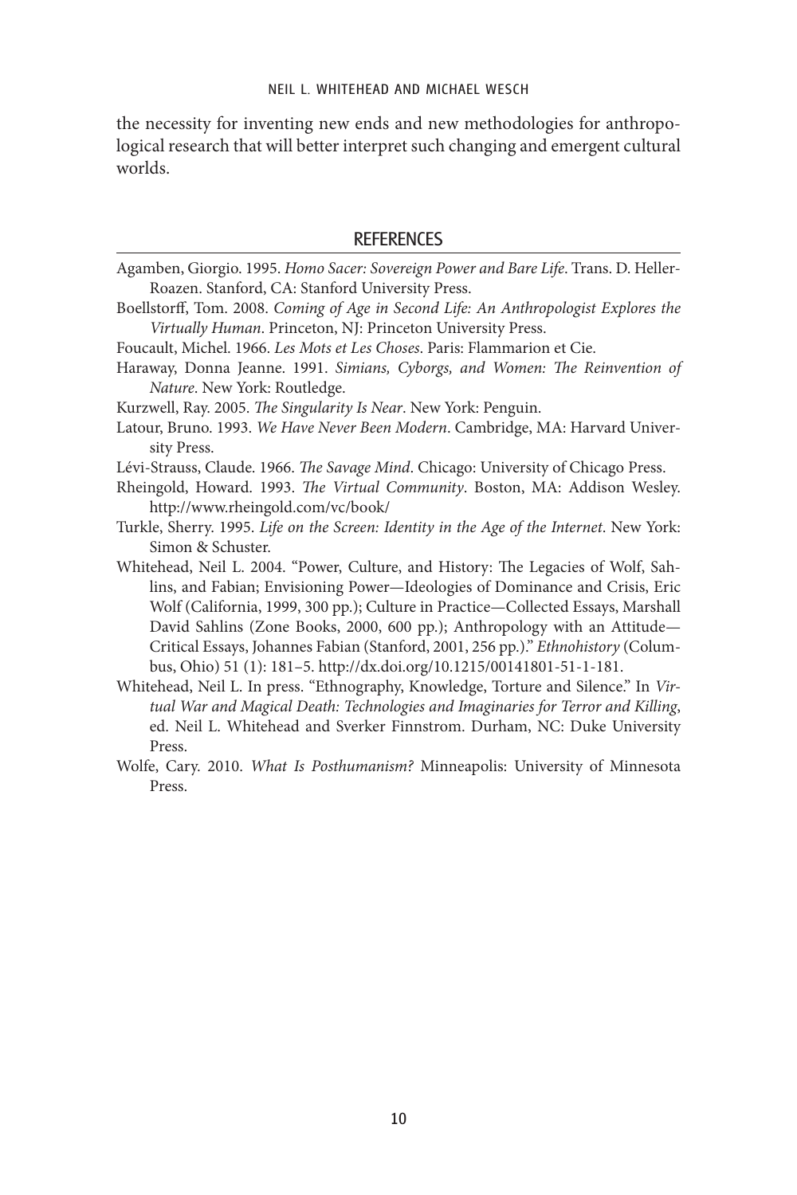the necessity for inventing new ends and new methodologies for anthropological research that will better interpret such changing and emergent cultural worlds.

## REFERENCES

Agamben, Giorgio. 1995. *Homo Sacer: Sovereign Power and Bare Life*. Trans. D. Heller-Roazen. Stanford, CA: Stanford University Press.

Boellstorff, Tom. 2008. *Coming of Age in Second Life: An Anthropologist Explores the Virtually Human*. Princeton, NJ: Princeton University Press.

Foucault, Michel. 1966. *Les Mots et Les Choses*. Paris: Flammarion et Cie.

Haraway, Donna Jeanne. 1991. *Simians, Cyborgs, and Women: The Reinvention of Nature*. New York: Routledge.

Kurzwell, Ray. 2005. *The Singularity Is Near*. New York: Penguin.

Latour, Bruno. 1993. *We Have Never Been Modern*. Cambridge, MA: Harvard University Press.

Lévi-Strauss, Claude. 1966. *The Savage Mind*. Chicago: University of Chicago Press.

Rheingold, Howard. 1993. *The Virtual Community*. Boston, MA: Addison Wesley. http://www.rheingold.com/vc/book/

Turkle, Sherry. 1995. *Life on the Screen: Identity in the Age of the Internet*. New York: Simon & Schuster.

Whitehead, Neil L. 2004. "Power, Culture, and History: The Legacies of Wolf, Sahlins, and Fabian; Envisioning Power—Ideologies of Dominance and Crisis, Eric Wolf (California, 1999, 300 pp.); Culture in Practice—Collected Essays, Marshall David Sahlins (Zone Books, 2000, 600 pp.); Anthropology with an Attitude—Critical Essays, Johannes Fabian (Stanford, 2001, 256 pp.)." *Ethnohistory* (Columbus, Ohio) 51 (1): 181–5. http://dx.doi.org/10.1215/00141801-51-1-181.

Whitehead, Neil L. In press. "Ethnography, Knowledge, Torture and Silence." In *Virtual War and Magical Death: Technologies and Imaginaries for Terror and Killing*, ed. Neil L. Whitehead and Sverker Finnstrom. Durham, NC: Duke University Press.

Wolfe, Cary. 2010. *What Is Posthumanism?* Minneapolis: University of Minnesota Press.